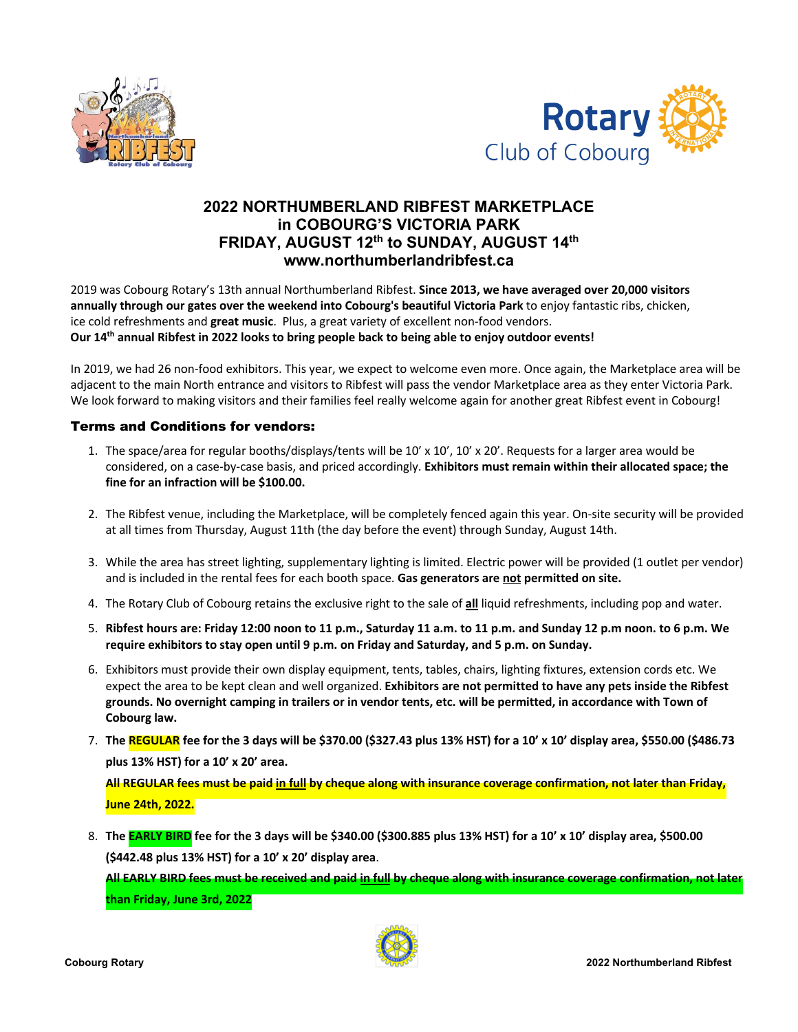# 2022 NORTHUMBERLAND RIBFEST MARKETPLACE in COBOURG'S VICTORIA PARK FRIDAY, AUGUST 12th to SUNDAY, AUGUST 14th www.northumberlandribfest.ca

2019 was Cobourg Rotary's 13th annual Northumberland Ribfest. **Since 2013, we have averaged over 20,000 visitors annually through our gates over the weekend into Cobourg's beautiful Victoria Park** to enjoy fantastic ribs, chicken, ice cold refreshments and **great music**. Plus, a great variety of excellent non-food vendors.
**Our 14th annual Ribfest in 2022 looks to bring people back to being able to enjoy outdoor events!**

In 2019, we had 26 non-food exhibitors. This year, we expect to welcome even more. Once again, the Marketplace area will be adjacent to the main North entrance and visitors to Ribfest will pass the vendor Marketplace area as they enter Victoria Park. We look forward to making visitors and their families feel really welcome again for another great Ribfest event in Cobourg!

## Terms and Conditions for vendors:

1. The space/area for regular booths/displays/tents will be 10' x 10', 10' x 20'. Requests for a larger area would be considered, on a case-by-case basis, and priced accordingly. **Exhibitors must remain within their allocated space; the fine for an infraction will be $100.00.**

2. The Ribfest venue, including the Marketplace, will be completely fenced again this year. On-site security will be provided at all times from Thursday, August 11th (the day before the event) through Sunday, August 14th.

3. While the area has street lighting, supplementary lighting is limited. Electric power will be provided (1 outlet per vendor) and is included in the rental fees for each booth space. **Gas generators are not permitted on site.**

4. The Rotary Club of Cobourg retains the exclusive right to the sale of **all** liquid refreshments, including pop and water.

5. **Ribfest hours are: Friday 12:00 noon to 11 p.m., Saturday 11 a.m. to 11 p.m. and Sunday 12 p.m noon. to 6 p.m. We require exhibitors to stay open until 9 p.m. on Friday and Saturday, and 5 p.m. on Sunday.**

6. Exhibitors must provide their own display equipment, tents, tables, chairs, lighting fixtures, extension cords etc. We expect the area to be kept clean and well organized. **Exhibitors are not permitted to have any pets inside the Ribfest grounds. No overnight camping in trailers or in vendor tents, etc. will be permitted, in accordance with Town of Cobourg law.**

7. **The REGULAR fee for the 3 days will be $370.00 ($327.43 plus 13% HST) for a 10' x 10' display area, $550.00 ($486.73 plus 13% HST) for a 10' x 20' area.**

   **All REGULAR fees must be paid in full by cheque along with insurance coverage confirmation, not later than Friday, June 24th, 2022.**

8. **The EARLY BIRD fee for the 3 days will be $340.00 ($300.885 plus 13% HST) for a 10' x 10' display area, $500.00 ($442.48 plus 13% HST) for a 10' x 20' display area**.

   **All EARLY BIRD fees must be received and paid in full by cheque along with insurance coverage confirmation, not later than Friday, June 3rd, 2022**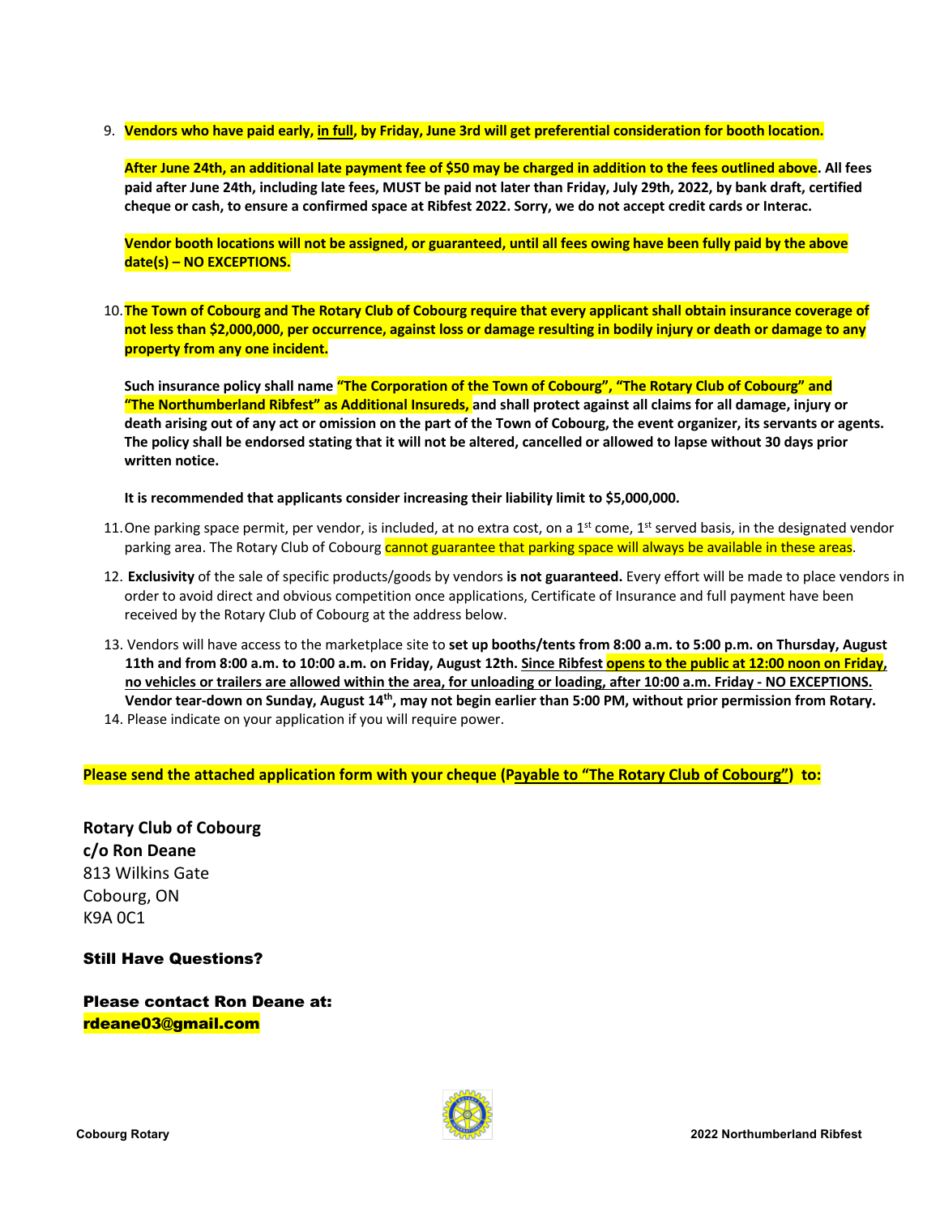9. **Vendors who have paid early, <u>in full</u>, by Friday, June 3rd will get preferential consideration for booth location.**

   **After June 24th, an additional late payment fee of $50 may be charged in addition to the fees outlined above. All fees paid after June 24th, including late fees, MUST be paid not later than Friday, July 29th, 2022, by bank draft, certified cheque or cash, to ensure a confirmed space at Ribfest 2022. Sorry, we do not accept credit cards or Interac.**

   **Vendor booth locations will not be assigned, or guaranteed, until all fees owing have been fully paid by the above date(s) – NO EXCEPTIONS.**

10. **The Town of Cobourg and The Rotary Club of Cobourg require that every applicant shall obtain insurance coverage of not less than $2,000,000, per occurrence, against loss or damage resulting in bodily injury or death or damage to any property from any one incident.**

    **Such insurance policy shall name "The Corporation of the Town of Cobourg", "The Rotary Club of Cobourg" and "The Northumberland Ribfest" as Additional Insureds, and shall protect against all claims for all damage, injury or death arising out of any act or omission on the part of the Town of Cobourg, the event organizer, its servants or agents. The policy shall be endorsed stating that it will not be altered, cancelled or allowed to lapse without 30 days prior written notice.**

    **It is recommended that applicants consider increasing their liability limit to $5,000,000.**

11. One parking space permit, per vendor, is included, at no extra cost, on a 1st come, 1st served basis, in the designated vendor parking area. The Rotary Club of Cobourg cannot guarantee that parking space will always be available in these areas.

12. **Exclusivity** of the sale of specific products/goods by vendors **is not guaranteed.** Every effort will be made to place vendors in order to avoid direct and obvious competition once applications, Certificate of Insurance and full payment have been received by the Rotary Club of Cobourg at the address below.

13. Vendors will have access to the marketplace site to **set up booths/tents from 8:00 a.m. to 5:00 p.m. on Thursday, August 11th and from 8:00 a.m. to 10:00 a.m. on Friday, August 12th. <u>Since Ribfest opens to the public at 12:00 noon on Friday, no vehicles or trailers are allowed within the area, for unloading or loading, after 10:00 a.m. Friday - NO EXCEPTIONS.</u> Vendor tear-down on Sunday, August 14th, may not begin earlier than 5:00 PM, without prior permission from Rotary.**

14. Please indicate on your application if you will require power.

**Please send the attached application form with your cheque (<u>Payable to "The Rotary Club of Cobourg"</u>) to:**

**Rotary Club of Cobourg**
**c/o Ron Deane**
813 Wilkins Gate
Cobourg, ON
K9A 0C1

**Still Have Questions?**

**Please contact Ron Deane at:**
**rdeane03@gmail.com**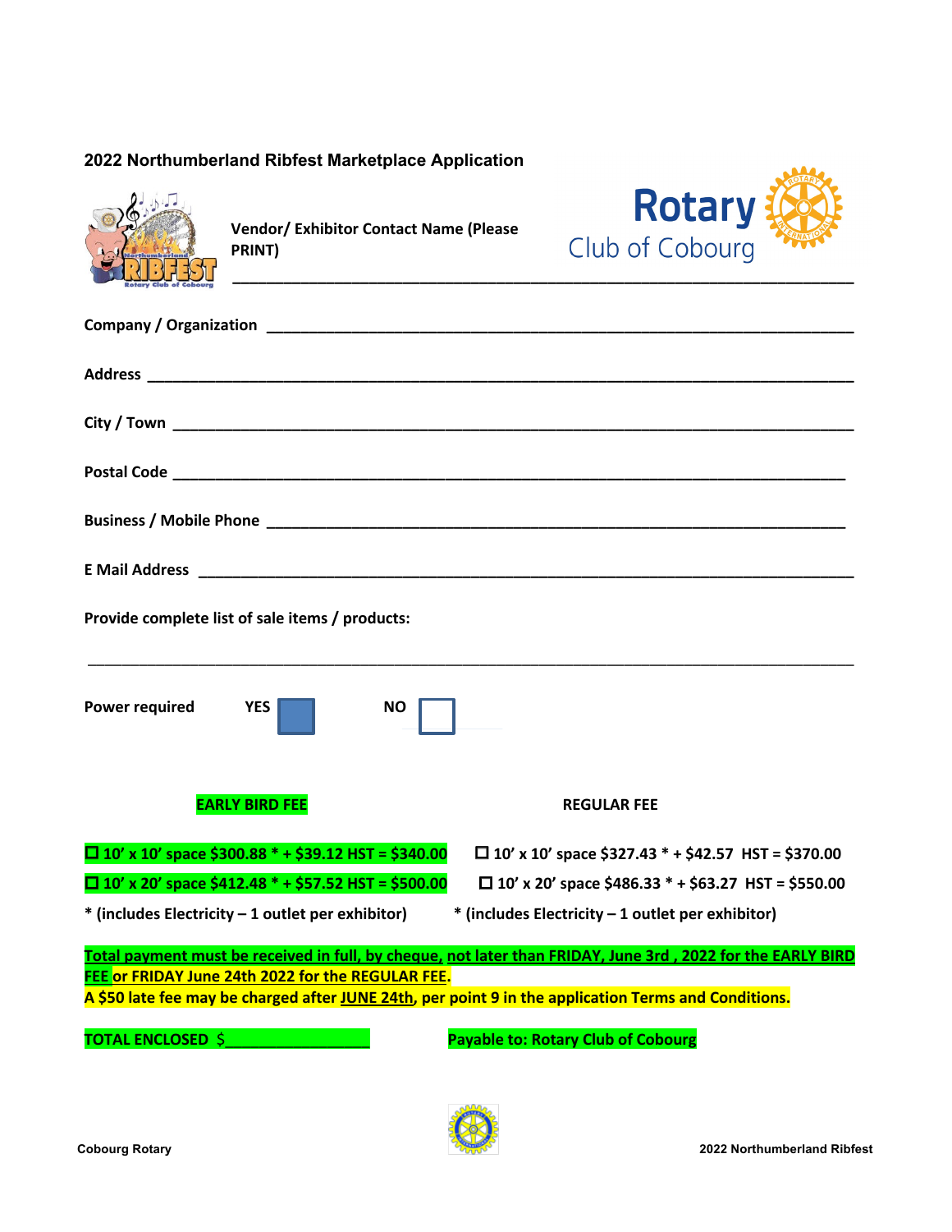## 2022 Northumberland Ribfest Marketplace Application

**Vendor/ Exhibitor Contact Name (Please PRINT)** ______________________________

**Company / Organization** ______________________________

**Address** ______________________________

**City / Town** ______________________________

**Postal Code** ______________________________

**Business / Mobile Phone** ______________________________

**E Mail Address** ______________________________

**Provide complete list of sale items / products:**

______________________________

**Power required** **YES** ☐ **NO** ☐

| **EARLY BIRD FEE** | **REGULAR FEE** |
|---|---|
| ☐ **10' x 10' space $300.88 * + $39.12 HST = $340.00** | ☐ **10' x 10' space $327.43 * + $42.57 HST = $370.00** |
| ☐ **10' x 20' space $412.48 * + $57.52 HST = $500.00** | ☐ **10' x 20' space $486.33 * + $63.27 HST = $550.00** |
| *** (includes Electricity – 1 outlet per exhibitor)** | *** (includes Electricity – 1 outlet per exhibitor)** |

**Total payment must be received in full, by cheque, not later than FRIDAY, June 3rd , 2022 for the EARLY BIRD FEE or FRIDAY June 24th 2022 for the REGULAR FEE.**
**A $50 late fee may be charged after JUNE 24th, per point 9 in the application Terms and Conditions.**

**TOTAL ENCLOSED** $______________ **Payable to: Rotary Club of Cobourg**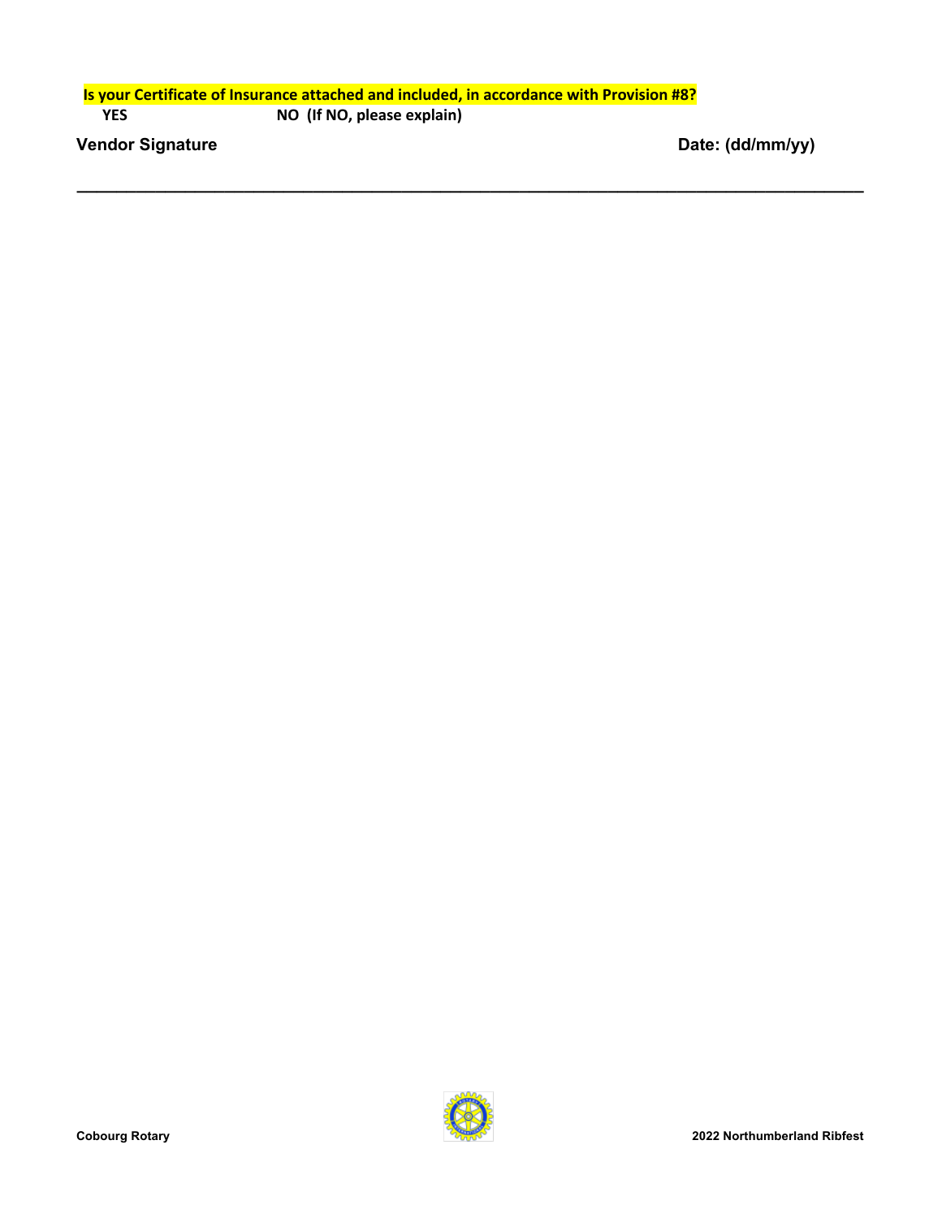**Is your Certificate of Insurance attached and included, in accordance with Provision #8?**

**YES** **NO (If NO, please explain)**

**Vendor Signature** **Date: (dd/mm/yy)**

\_\_\_\_\_\_\_\_\_\_\_\_\_\_\_\_\_\_\_\_\_\_\_\_\_\_\_\_\_\_\_\_\_\_\_\_\_\_\_\_\_\_\_\_\_\_\_\_\_\_\_\_\_\_\_\_\_\_\_\_\_\_\_\_\_\_\_\_\_\_\_\_